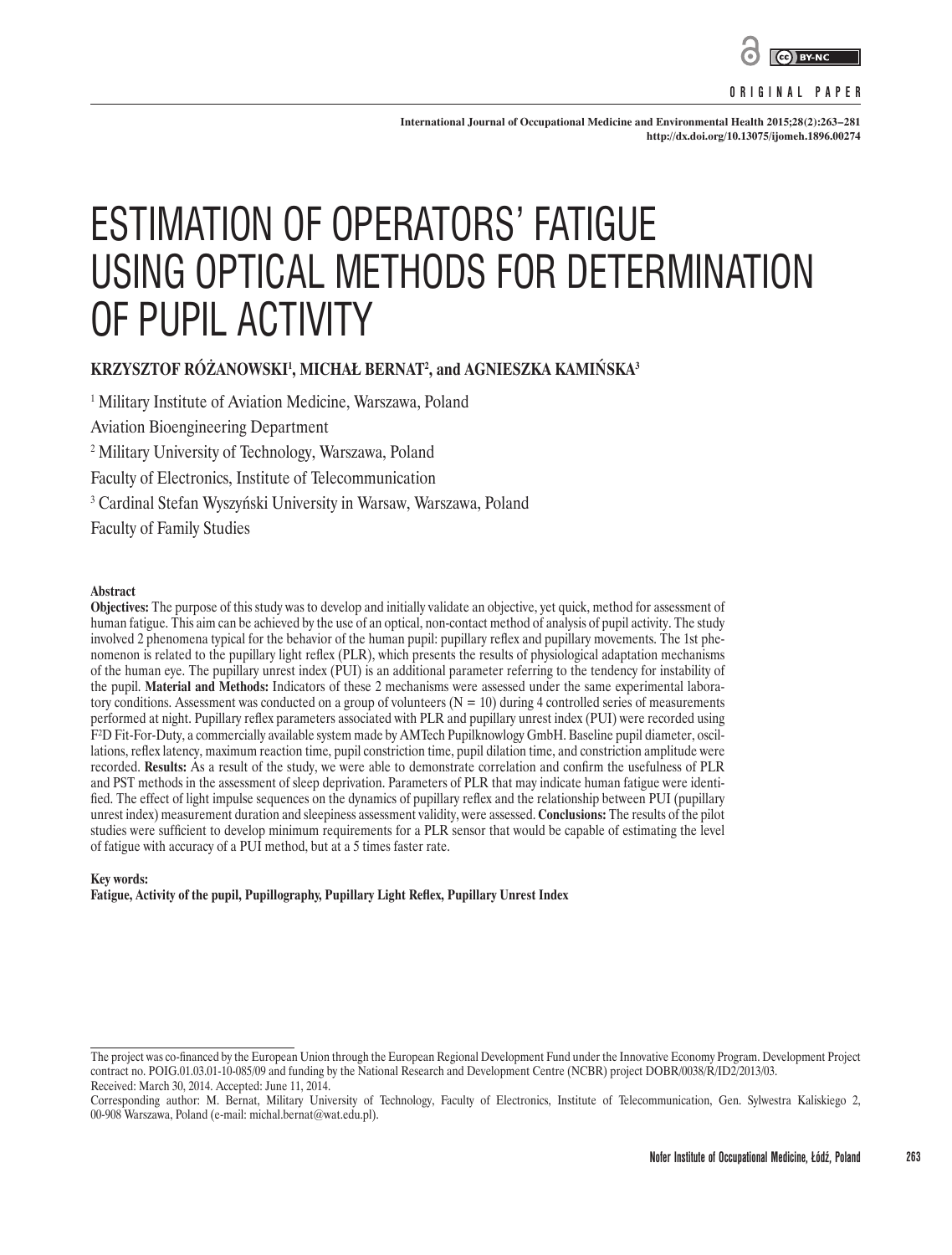ORIGINAL PAPER

# ESTIMATION OF OPERATORS' FATIGUE USING OPTICAL METHODS FOR DETERMINATION OF PUPIL ACTIVITY

**KRZYSZTOF RÓŻANOWSKI[1], MICHAŁ BERNAT[2], and AGNIESZKA KAMIŃSKA[3]**

[1] Military Institute of Aviation Medicine, Warszawa, Poland
Aviation Bioengineering Department

[2] Military University of Technology, Warszawa, Poland
Faculty of Electronics, Institute of Telecommunication

[3] Cardinal Stefan Wyszyński University in Warsaw, Warszawa, Poland
Faculty of Family Studies

### Abstract

**Objectives:** The purpose of this study was to develop and initially validate an objective, yet quick, method for assessment of human fatigue. This aim can be achieved by the use of an optical, non-contact method of analysis of pupil activity. The study involved 2 phenomena typical for the behavior of the human pupil: pupillary reflex and pupillary movements. The 1st phenomenon is related to the pupillary light reflex (PLR), which presents the results of physiological adaptation mechanisms of the human eye. The pupillary unrest index (PUI) is an additional parameter referring to the tendency for instability of the pupil. **Material and Methods:** Indicators of these 2 mechanisms were assessed under the same experimental laboratory conditions. Assessment was conducted on a group of volunteers (N = 10) during 4 controlled series of measurements performed at night. Pupillary reflex parameters associated with PLR and pupillary unrest index (PUI) were recorded using F[2]D Fit-For-Duty, a commercially available system made by AMTech Pupilknowlogy GmbH. Baseline pupil diameter, oscillations, reflex latency, maximum reaction time, pupil constriction time, pupil dilation time, and constriction amplitude were recorded. **Results:** As a result of the study, we were able to demonstrate correlation and confirm the usefulness of PLR and PST methods in the assessment of sleep deprivation. Parameters of PLR that may indicate human fatigue were identified. The effect of light impulse sequences on the dynamics of pupillary reflex and the relationship between PUI (pupillary unrest index) measurement duration and sleepiness assessment validity, were assessed. **Conclusions:** The results of the pilot studies were sufficient to develop minimum requirements for a PLR sensor that would be capable of estimating the level of fatigue with accuracy of a PUI method, but at a 5 times faster rate.

**Key words:**
**Fatigue, Activity of the pupil, Pupillography, Pupillary Light Reflex, Pupillary Unrest Index**

---

The project was co-financed by the European Union through the European Regional Development Fund under the Innovative Economy Program. Development Project contract no. POIG.01.03.01-10-085/09 and funding by the National Research and Development Centre (NCBR) project DOBR/0038/R/ID2/2013/03.
Received: March 30, 2014. Accepted: June 11, 2014.

Corresponding author: M. Bernat, Military University of Technology, Faculty of Electronics, Institute of Telecommunication, Gen. Sylwestra Kaliskiego 2, 00-908 Warszawa, Poland (e-mail: michal.bernat@wat.edu.pl).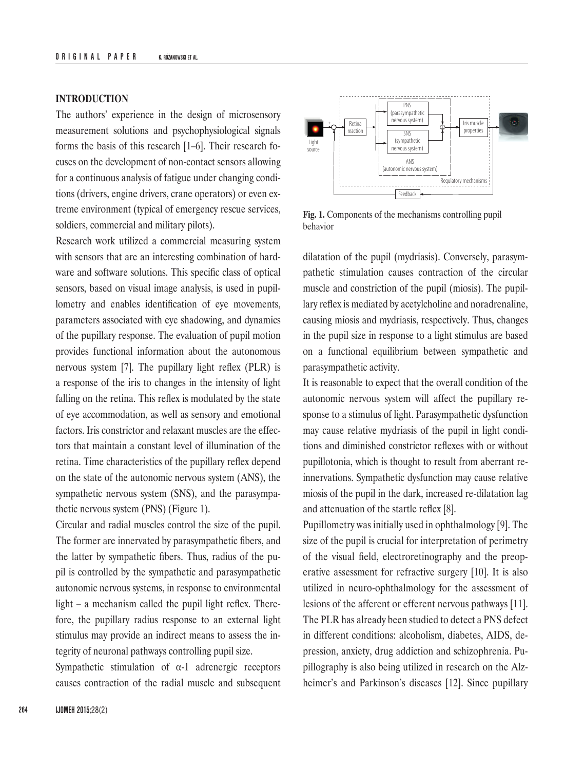## INTRODUCTION

The authors' experience in the design of microsensory measurement solutions and psychophysiological signals forms the basis of this research [1–6]. Their research focuses on the development of non-contact sensors allowing for a continuous analysis of fatigue under changing conditions (drivers, engine drivers, crane operators) or even extreme environment (typical of emergency rescue services, soldiers, commercial and military pilots).

Research work utilized a commercial measuring system with sensors that are an interesting combination of hardware and software solutions. This specific class of optical sensors, based on visual image analysis, is used in pupillometry and enables identification of eye movements, parameters associated with eye shadowing, and dynamics of the pupillary response. The evaluation of pupil motion provides functional information about the autonomous nervous system [7]. The pupillary light reflex (PLR) is a response of the iris to changes in the intensity of light falling on the retina. This reflex is modulated by the state of eye accommodation, as well as sensory and emotional factors. Iris constrictor and relaxant muscles are the effectors that maintain a constant level of illumination of the retina. Time characteristics of the pupillary reflex depend on the state of the autonomic nervous system (ANS), the sympathetic nervous system (SNS), and the parasympathetic nervous system (PNS) (Figure 1).

Circular and radial muscles control the size of the pupil. The former are innervated by parasympathetic fibers, and the latter by sympathetic fibers. Thus, radius of the pupil is controlled by the sympathetic and parasympathetic autonomic nervous systems, in response to environmental light – a mechanism called the pupil light reflex. Therefore, the pupillary radius response to an external light stimulus may provide an indirect means to assess the integrity of neuronal pathways controlling pupil size.

Sympathetic stimulation of α-1 adrenergic receptors causes contraction of the radial muscle and subsequent dilatation of the pupil (mydriasis). Conversely, parasympathetic stimulation causes contraction of the circular muscle and constriction of the pupil (miosis). The pupillary reflex is mediated by acetylcholine and noradrenaline, causing miosis and mydriasis, respectively. Thus, changes in the pupil size in response to a light stimulus are based on a functional equilibrium between sympathetic and parasympathetic activity.

**Fig. 1.** Components of the mechanisms controlling pupil behavior

It is reasonable to expect that the overall condition of the autonomic nervous system will affect the pupillary response to a stimulus of light. Parasympathetic dysfunction may cause relative mydriasis of the pupil in light conditions and diminished constrictor reflexes with or without pupillotonia, which is thought to result from aberrant reinnervations. Sympathetic dysfunction may cause relative miosis of the pupil in the dark, increased re-dilatation lag and attenuation of the startle reflex [8].

Pupillometry was initially used in ophthalmology [9]. The size of the pupil is crucial for interpretation of perimetry of the visual field, electroretinography and the preoperative assessment for refractive surgery [10]. It is also utilized in neuro-ophthalmology for the assessment of lesions of the afferent or efferent nervous pathways [11]. The PLR has already been studied to detect a PNS defect in different conditions: alcoholism, diabetes, AIDS, depression, anxiety, drug addiction and schizophrenia. Pupillography is also being utilized in research on the Alzheimer's and Parkinson's diseases [12]. Since pupillary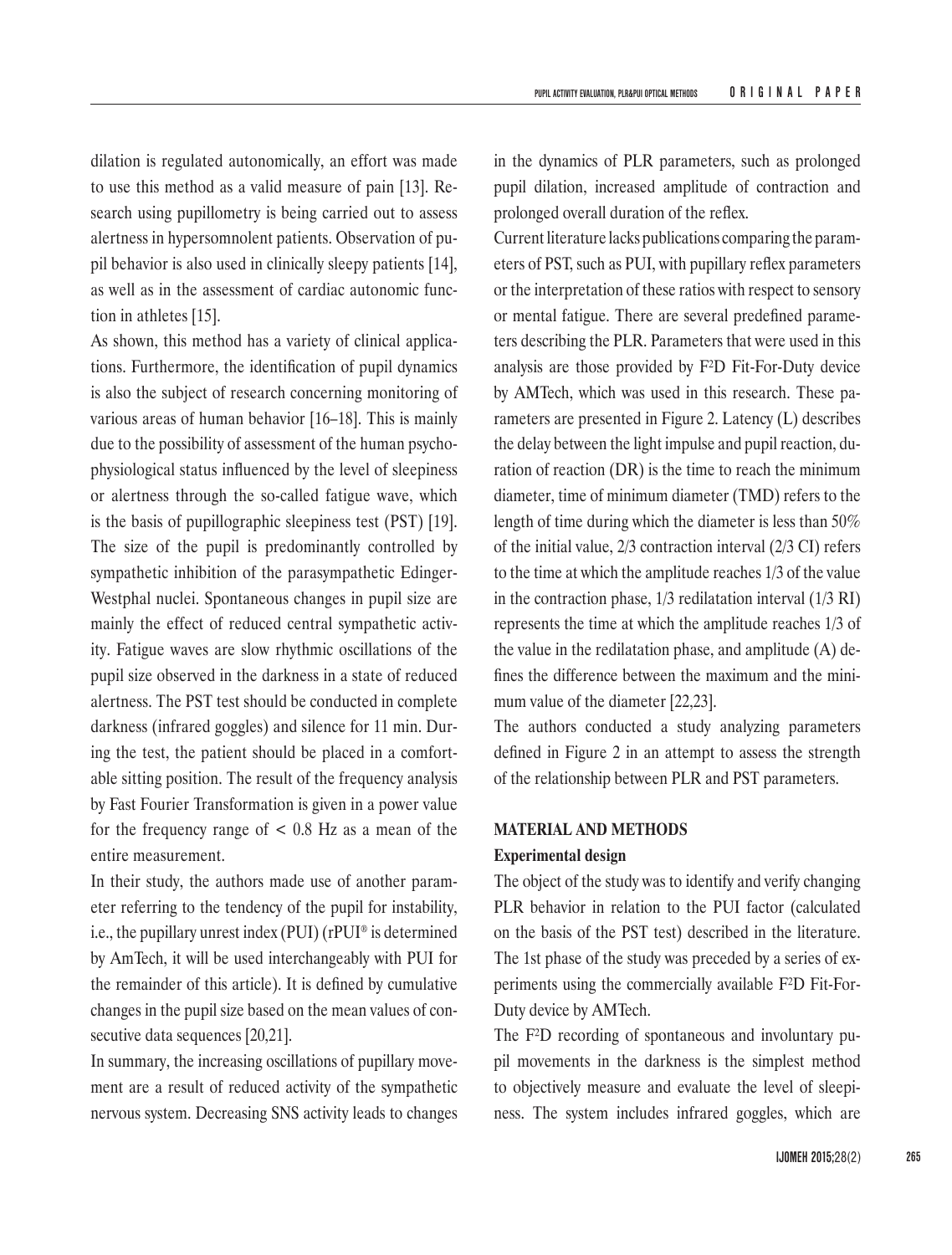dilation is regulated autonomically, an effort was made to use this method as a valid measure of pain [13]. Research using pupillometry is being carried out to assess alertness in hypersomnolent patients. Observation of pupil behavior is also used in clinically sleepy patients [14], as well as in the assessment of cardiac autonomic function in athletes [15].

As shown, this method has a variety of clinical applications. Furthermore, the identification of pupil dynamics is also the subject of research concerning monitoring of various areas of human behavior [16–18]. This is mainly due to the possibility of assessment of the human psychophysiological status influenced by the level of sleepiness or alertness through the so-called fatigue wave, which is the basis of pupillographic sleepiness test (PST) [19]. The size of the pupil is predominantly controlled by sympathetic inhibition of the parasympathetic Edinger-Westphal nuclei. Spontaneous changes in pupil size are mainly the effect of reduced central sympathetic activity. Fatigue waves are slow rhythmic oscillations of the pupil size observed in the darkness in a state of reduced alertness. The PST test should be conducted in complete darkness (infrared goggles) and silence for 11 min. During the test, the patient should be placed in a comfortable sitting position. The result of the frequency analysis by Fast Fourier Transformation is given in a power value for the frequency range of $< 0.8$ Hz as a mean of the entire measurement.

In their study, the authors made use of another parameter referring to the tendency of the pupil for instability, i.e., the pupillary unrest index (PUI) (rPUI® is determined by AmTech, it will be used interchangeably with PUI for the remainder of this article). It is defined by cumulative changes in the pupil size based on the mean values of consecutive data sequences [20,21].

In summary, the increasing oscillations of pupillary movement are a result of reduced activity of the sympathetic nervous system. Decreasing SNS activity leads to changes in the dynamics of PLR parameters, such as prolonged pupil dilation, increased amplitude of contraction and prolonged overall duration of the reflex.

Current literature lacks publications comparing the parameters of PST, such as PUI, with pupillary reflex parameters or the interpretation of these ratios with respect to sensory or mental fatigue. There are several predefined parameters describing the PLR. Parameters that were used in this analysis are those provided by F²D Fit-For-Duty device by AMTech, which was used in this research. These parameters are presented in Figure 2. Latency (L) describes the delay between the light impulse and pupil reaction, duration of reaction (DR) is the time to reach the minimum diameter, time of minimum diameter (TMD) refers to the length of time during which the diameter is less than 50% of the initial value, 2/3 contraction interval (2/3 CI) refers to the time at which the amplitude reaches 1/3 of the value in the contraction phase, 1/3 redilatation interval (1/3 RI) represents the time at which the amplitude reaches 1/3 of the value in the redilatation phase, and amplitude (A) defines the difference between the maximum and the minimum value of the diameter [22,23].

The authors conducted a study analyzing parameters defined in Figure 2 in an attempt to assess the strength of the relationship between PLR and PST parameters.

## MATERIAL AND METHODS

### Experimental design

The object of the study was to identify and verify changing PLR behavior in relation to the PUI factor (calculated on the basis of the PST test) described in the literature. The 1st phase of the study was preceded by a series of experiments using the commercially available F²D Fit-For-Duty device by AMTech.

The F²D recording of spontaneous and involuntary pupil movements in the darkness is the simplest method to objectively measure and evaluate the level of sleepiness. The system includes infrared goggles, which are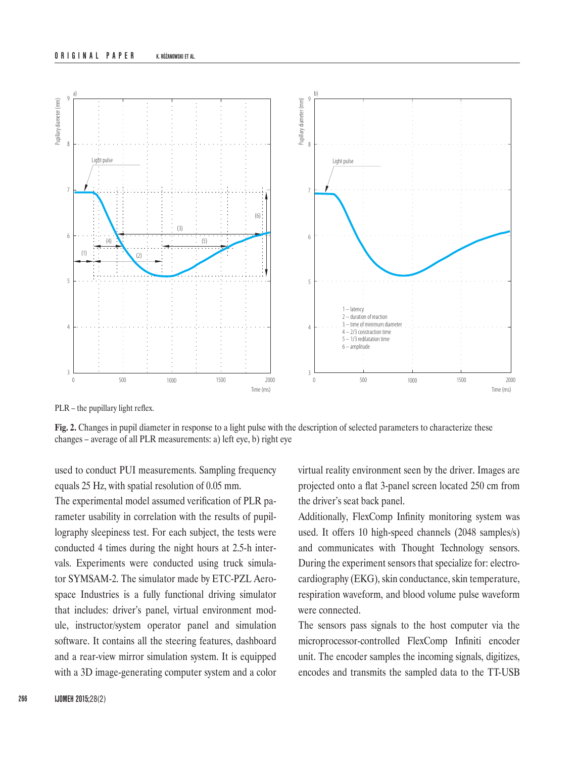PLR – the pupillary light reflex.

**Fig. 2.** Changes in pupil diameter in response to a light pulse with the description of selected parameters to characterize these changes – average of all PLR measurements: a) left eye, b) right eye

used to conduct PUI measurements. Sampling frequency equals 25 Hz, with spatial resolution of 0.05 mm.

The experimental model assumed verification of PLR parameter usability in correlation with the results of pupillography sleepiness test. For each subject, the tests were conducted 4 times during the night hours at 2.5-h intervals. Experiments were conducted using truck simulator SYMSAM-2. The simulator made by ETC-PZL Aerospace Industries is a fully functional driving simulator that includes: driver's panel, virtual environment module, instructor/system operator panel and simulation software. It contains all the steering features, dashboard and a rear-view mirror simulation system. It is equipped with a 3D image-generating computer system and a color virtual reality environment seen by the driver. Images are projected onto a flat 3-panel screen located 250 cm from the driver's seat back panel.

Additionally, FlexComp Infinity monitoring system was used. It offers 10 high-speed channels (2048 samples/s) and communicates with Thought Technology sensors. During the experiment sensors that specialize for: electrocardiography (EKG), skin conductance, skin temperature, respiration waveform, and blood volume pulse waveform were connected.

The sensors pass signals to the host computer via the microprocessor-controlled FlexComp Infiniti encoder unit. The encoder samples the incoming signals, digitizes, encodes and transmits the sampled data to the TT-USB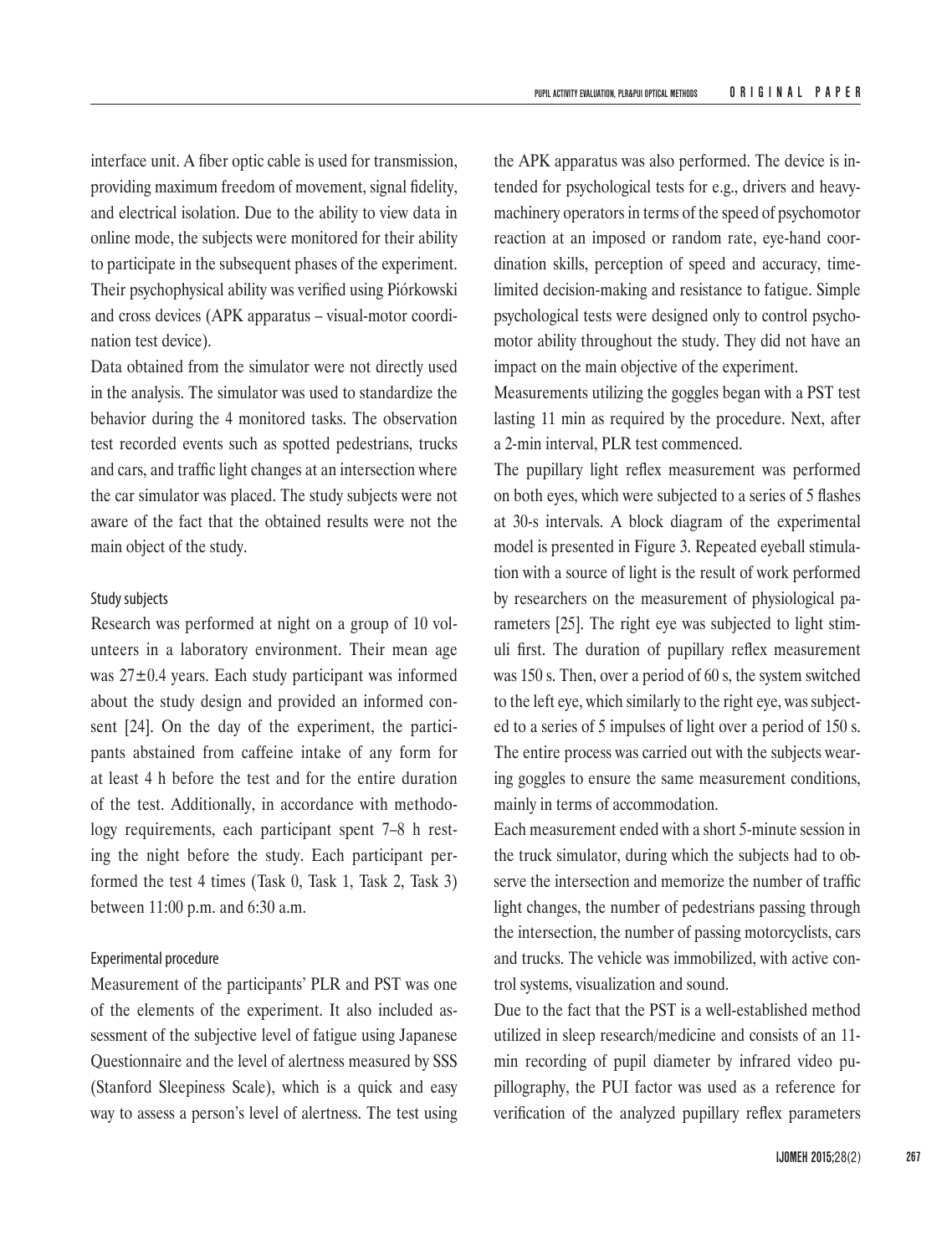interface unit. A fiber optic cable is used for transmission, providing maximum freedom of movement, signal fidelity, and electrical isolation. Due to the ability to view data in online mode, the subjects were monitored for their ability to participate in the subsequent phases of the experiment. Their psychophysical ability was verified using Piórkowski and cross devices (APK apparatus – visual-motor coordination test device).

Data obtained from the simulator were not directly used in the analysis. The simulator was used to standardize the behavior during the 4 monitored tasks. The observation test recorded events such as spotted pedestrians, trucks and cars, and traffic light changes at an intersection where the car simulator was placed. The study subjects were not aware of the fact that the obtained results were not the main object of the study.

### Study subjects

Research was performed at night on a group of 10 volunteers in a laboratory environment. Their mean age was $27\pm0.4$ years. Each study participant was informed about the study design and provided an informed consent [24]. On the day of the experiment, the participants abstained from caffeine intake of any form for at least 4 h before the test and for the entire duration of the test. Additionally, in accordance with methodology requirements, each participant spent 7–8 h resting the night before the study. Each participant performed the test 4 times (Task 0, Task 1, Task 2, Task 3) between 11:00 p.m. and 6:30 a.m.

### Experimental procedure

Measurement of the participants' PLR and PST was one of the elements of the experiment. It also included assessment of the subjective level of fatigue using Japanese Questionnaire and the level of alertness measured by SSS (Stanford Sleepiness Scale), which is a quick and easy way to assess a person's level of alertness. The test using the APK apparatus was also performed. The device is intended for psychological tests for e.g., drivers and heavy-machinery operators in terms of the speed of psychomotor reaction at an imposed or random rate, eye-hand coordination skills, perception of speed and accuracy, time-limited decision-making and resistance to fatigue. Simple psychological tests were designed only to control psychomotor ability throughout the study. They did not have an impact on the main objective of the experiment.

Measurements utilizing the goggles began with a PST test lasting 11 min as required by the procedure. Next, after a 2-min interval, PLR test commenced.

The pupillary light reflex measurement was performed on both eyes, which were subjected to a series of 5 flashes at 30-s intervals. A block diagram of the experimental model is presented in Figure 3. Repeated eyeball stimulation with a source of light is the result of work performed by researchers on the measurement of physiological parameters [25]. The right eye was subjected to light stimuli first. The duration of pupillary reflex measurement was 150 s. Then, over a period of 60 s, the system switched to the left eye, which similarly to the right eye, was subjected to a series of 5 impulses of light over a period of 150 s. The entire process was carried out with the subjects wearing goggles to ensure the same measurement conditions, mainly in terms of accommodation.

Each measurement ended with a short 5-minute session in the truck simulator, during which the subjects had to observe the intersection and memorize the number of traffic light changes, the number of pedestrians passing through the intersection, the number of passing motorcyclists, cars and trucks. The vehicle was immobilized, with active control systems, visualization and sound.

Due to the fact that the PST is a well-established method utilized in sleep research/medicine and consists of an 11-min recording of pupil diameter by infrared video pupillography, the PUI factor was used as a reference for verification of the analyzed pupillary reflex parameters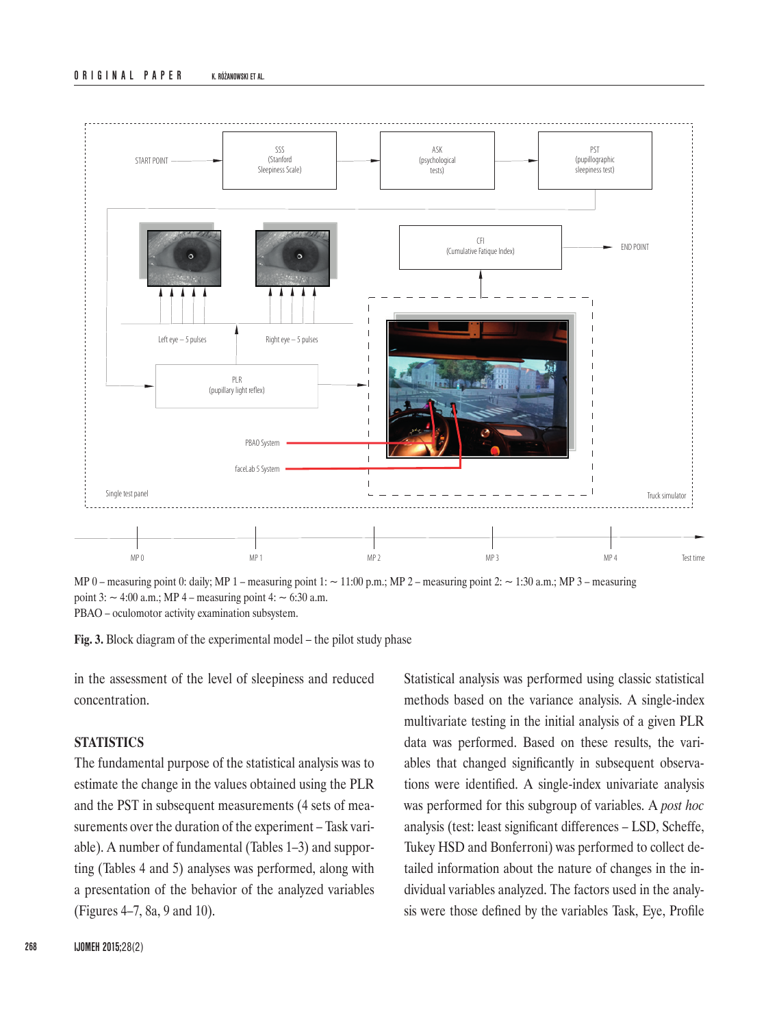MP 0 – measuring point 0: daily; MP 1 – measuring point 1: ~ 11:00 p.m.; MP 2 – measuring point 2: ~ 1:30 a.m.; MP 3 – measuring point 3: ~ 4:00 a.m.; MP 4 – measuring point 4: ~ 6:30 a.m.
PBAO – oculomotor activity examination subsystem.

**Fig. 3.** Block diagram of the experimental model – the pilot study phase

in the assessment of the level of sleepiness and reduced concentration.

## STATISTICS

The fundamental purpose of the statistical analysis was to estimate the change in the values obtained using the PLR and the PST in subsequent measurements (4 sets of measurements over the duration of the experiment – Task variable). A number of fundamental (Tables 1–3) and supporting (Tables 4 and 5) analyses was performed, along with a presentation of the behavior of the analyzed variables (Figures 4–7, 8a, 9 and 10).

Statistical analysis was performed using classic statistical methods based on the variance analysis. A single-index multivariate testing in the initial analysis of a given PLR data was performed. Based on these results, the variables that changed significantly in subsequent observations were identified. A single-index univariate analysis was performed for this subgroup of variables. A *post hoc* analysis (test: least significant differences – LSD, Scheffe, Tukey HSD and Bonferroni) was performed to collect detailed information about the nature of changes in the individual variables analyzed. The factors used in the analysis were those defined by the variables Task, Eye, Profile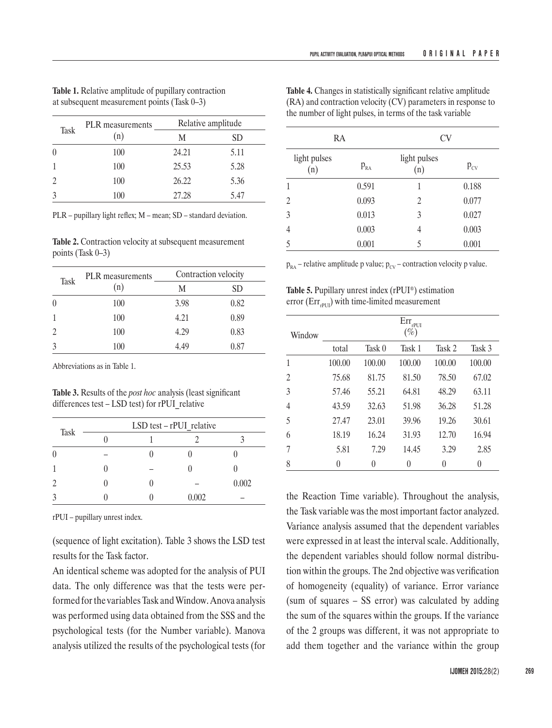**Table 1.** Relative amplitude of pupillary contraction at subsequent measurement points (Task 0–3)

| Task | PLR measurements (n) | Relative amplitude | |
|---|---|---|---|
| | | M | SD |
| 0 | 100 | 24.21 | 5.11 |
| 1 | 100 | 25.53 | 5.28 |
| 2 | 100 | 26.22 | 5.36 |
| 3 | 100 | 27.28 | 5.47 |

PLR – pupillary light reflex; M – mean; SD – standard deviation.

**Table 2.** Contraction velocity at subsequent measurement points (Task 0–3)

| Task | PLR measurements (n) | Contraction velocity | |
|---|---|---|---|
| | | M | SD |
| 0 | 100 | 3.98 | 0.82 |
| 1 | 100 | 4.21 | 0.89 |
| 2 | 100 | 4.29 | 0.83 |
| 3 | 100 | 4.49 | 0.87 |

Abbreviations as in Table 1.

**Table 3.** Results of the *post hoc* analysis (least significant differences test – LSD test) for rPUI_relative

| Task | LSD test – rPUI_relative | | | |
|---|---|---|---|---|
| | 0 | 1 | 2 | 3 |
| 0 | – | 0 | 0 | 0 |
| 1 | 0 | – | 0 | 0 |
| 2 | 0 | 0 | – | 0.002 |
| 3 | 0 | 0 | 0.002 | – |

rPUI – pupillary unrest index.

(sequence of light excitation). Table 3 shows the LSD test results for the Task factor.

An identical scheme was adopted for the analysis of PUI data. The only difference was that the tests were performed for the variables Task and Window. Anova analysis was performed using data obtained from the SSS and the psychological tests (for the Number variable). Manova analysis utilized the results of the psychological tests (for the Reaction Time variable). Throughout the analysis, the Task variable was the most important factor analyzed. Variance analysis assumed that the dependent variables were expressed in at least the interval scale. Additionally, the dependent variables should follow normal distribution within the groups. The 2nd objective was verification of homogeneity (equality) of variance. Error variance (sum of squares – SS error) was calculated by adding the sum of the squares within the groups. If the variance of the 2 groups was different, it was not appropriate to add them together and the variance within the group

**Table 4.** Changes in statistically significant relative amplitude (RA) and contraction velocity (CV) parameters in response to the number of light pulses, in terms of the task variable

| RA | | CV | |
|---|---|---|---|
| light pulses (n) | $p_{RA}$ | light pulses (n) | $p_{CV}$ |
| 1 | 0.591 | 1 | 0.188 |
| 2 | 0.093 | 2 | 0.077 |
| 3 | 0.013 | 3 | 0.027 |
| 4 | 0.003 | 4 | 0.003 |
| 5 | 0.001 | 5 | 0.001 |

$p_{RA}$ – relative amplitude p value; $p_{CV}$ – contraction velocity p value.

**Table 5.** Pupillary unrest index (rPUI®) estimation error ($Err_{rPUI}$) with time-limited measurement

| Window | $Err_{rPUI}$ (%) | | | | |
|---|---|---|---|---|---|
| | total | Task 0 | Task 1 | Task 2 | Task 3 |
| 1 | 100.00 | 100.00 | 100.00 | 100.00 | 100.00 |
| 2 | 75.68 | 81.75 | 81.50 | 78.50 | 67.02 |
| 3 | 57.46 | 55.21 | 64.81 | 48.29 | 63.11 |
| 4 | 43.59 | 32.63 | 51.98 | 36.28 | 51.28 |
| 5 | 27.47 | 23.01 | 39.96 | 19.26 | 30.61 |
| 6 | 18.19 | 16.24 | 31.93 | 12.70 | 16.94 |
| 7 | 5.81 | 7.29 | 14.45 | 3.29 | 2.85 |
| 8 | 0 | 0 | 0 | 0 | 0 |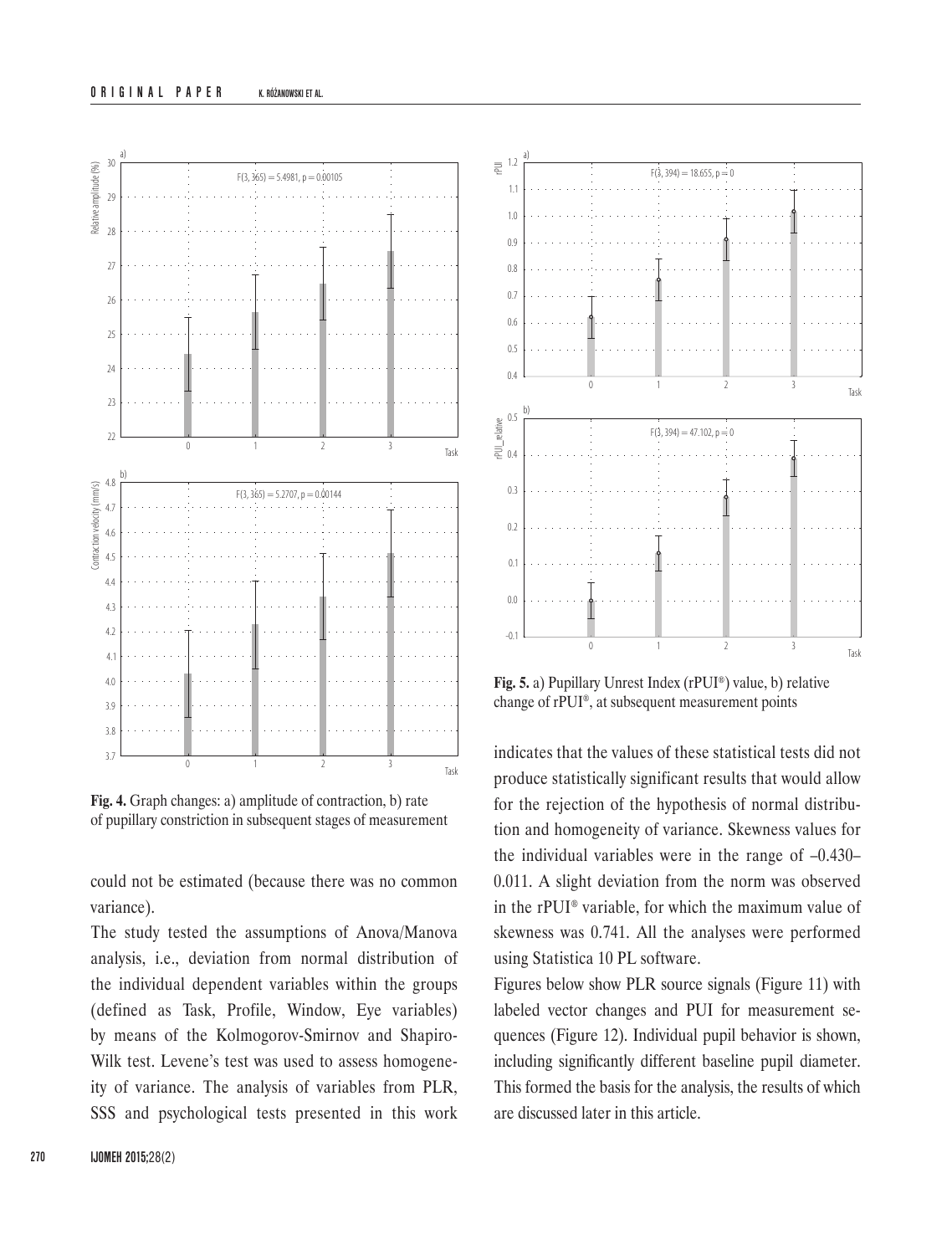**Fig. 4.** Graph changes: a) amplitude of contraction, b) rate of pupillary constriction in subsequent stages of measurement

could not be estimated (because there was no common variance).

The study tested the assumptions of Anova/Manova analysis, i.e., deviation from normal distribution of the individual dependent variables within the groups (defined as Task, Profile, Window, Eye variables) by means of the Kolmogorov-Smirnov and Shapiro-Wilk test. Levene's test was used to assess homogeneity of variance. The analysis of variables from PLR, SSS and psychological tests presented in this work indicates that the values of these statistical tests did not produce statistically significant results that would allow for the rejection of the hypothesis of normal distribution and homogeneity of variance. Skewness values for the individual variables were in the range of –0.430–0.011. A slight deviation from the norm was observed in the rPUI® variable, for which the maximum value of skewness was 0.741. All the analyses were performed using Statistica 10 PL software.

**Fig. 5.** a) Pupillary Unrest Index (rPUI®) value, b) relative change of rPUI®, at subsequent measurement points

Figures below show PLR source signals (Figure 11) with labeled vector changes and PUI for measurement sequences (Figure 12). Individual pupil behavior is shown, including significantly different baseline pupil diameter. This formed the basis for the analysis, the results of which are discussed later in this article.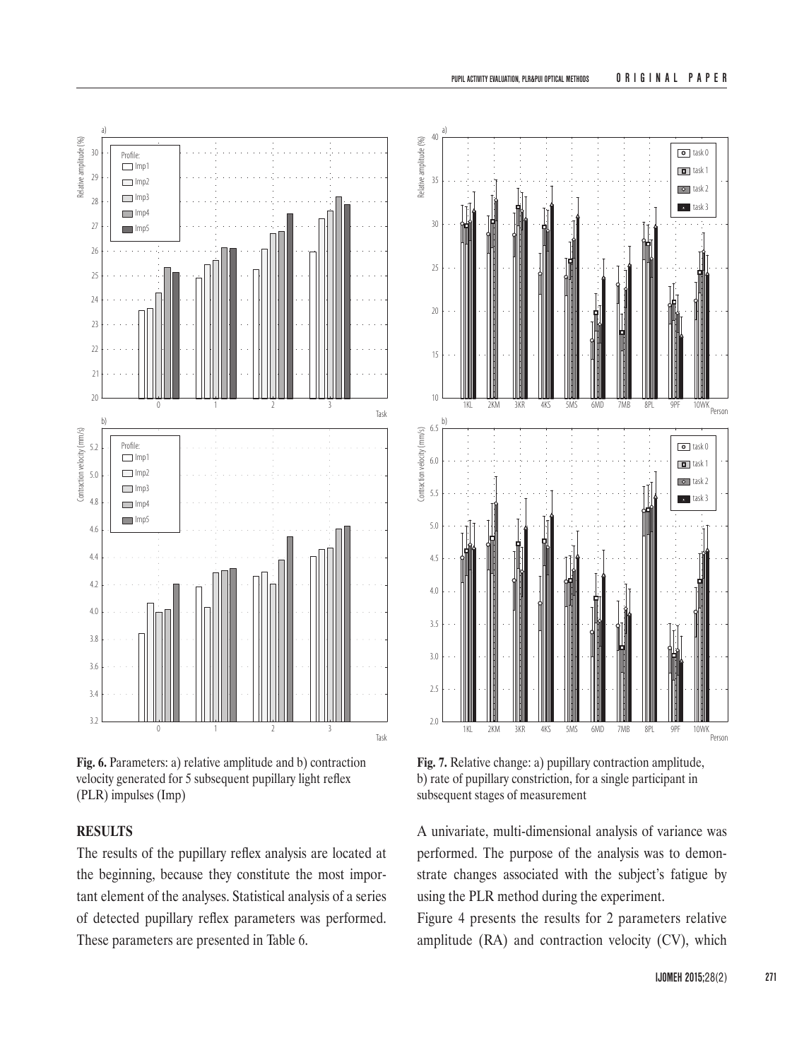**Fig. 6.** Parameters: a) relative amplitude and b) contraction velocity generated for 5 subsequent pupillary light reflex (PLR) impulses (Imp)

**Fig. 7.** Relative change: a) pupillary contraction amplitude, b) rate of pupillary constriction, for a single participant in subsequent stages of measurement

## RESULTS

The results of the pupillary reflex analysis are located at the beginning, because they constitute the most important element of the analyses. Statistical analysis of a series of detected pupillary reflex parameters was performed. These parameters are presented in Table 6.

A univariate, multi-dimensional analysis of variance was performed. The purpose of the analysis was to demonstrate changes associated with the subject's fatigue by using the PLR method during the experiment.

Figure 4 presents the results for 2 parameters relative amplitude (RA) and contraction velocity (CV), which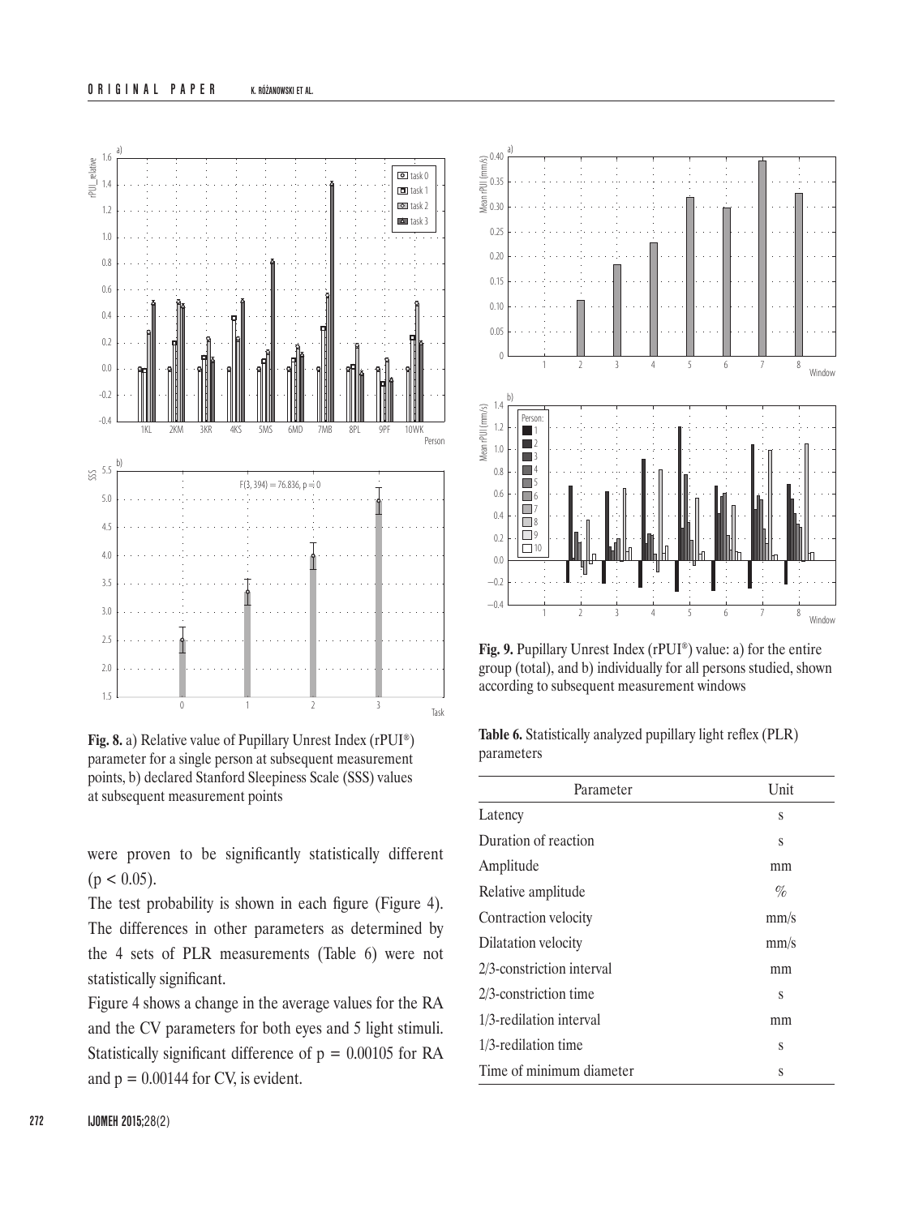**Fig. 8.** a) Relative value of Pupillary Unrest Index (rPUI®) parameter for a single person at subsequent measurement points, b) declared Stanford Sleepiness Scale (SSS) values at subsequent measurement points

were proven to be significantly statistically different ($p < 0.05$).

The test probability is shown in each figure (Figure 4). The differences in other parameters as determined by the 4 sets of PLR measurements (Table 6) were not statistically significant.

Figure 4 shows a change in the average values for the RA and the CV parameters for both eyes and 5 light stimuli. Statistically significant difference of $p = 0.00105$ for RA and $p = 0.00144$ for CV, is evident.

**Fig. 9.** Pupillary Unrest Index (rPUI®) value: a) for the entire group (total), and b) individually for all persons studied, shown according to subsequent measurement windows

**Table 6.** Statistically analyzed pupillary light reflex (PLR) parameters

| Parameter | Unit |
|---|---|
| Latency | s |
| Duration of reaction | s |
| Amplitude | mm |
| Relative amplitude | % |
| Contraction velocity | mm/s |
| Dilatation velocity | mm/s |
| 2/3-constriction interval | mm |
| 2/3-constriction time | s |
| 1/3-redilation interval | mm |
| 1/3-redilation time | s |
| Time of minimum diameter | s |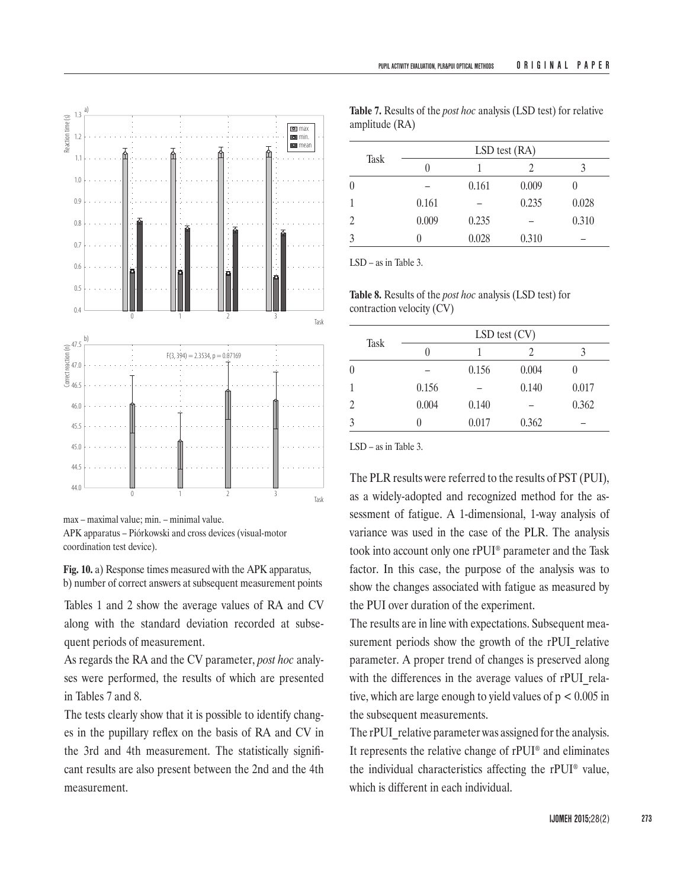max – maximal value; min. – minimal value.
APK apparatus – Piórkowski and cross devices (visual-motor coordination test device).

**Fig. 10.** a) Response times measured with the APK apparatus, b) number of correct answers at subsequent measurement points

Tables 1 and 2 show the average values of RA and CV along with the standard deviation recorded at subsequent periods of measurement.

As regards the RA and the CV parameter, *post hoc* analyses were performed, the results of which are presented in Tables 7 and 8.

The tests clearly show that it is possible to identify changes in the pupillary reflex on the basis of RA and CV in the 3rd and 4th measurement. The statistically significant results are also present between the 2nd and the 4th measurement.

**Table 7.** Results of the *post hoc* analysis (LSD test) for relative amplitude (RA)

| Task | LSD test (RA) | | | |
|---|---|---|---|---|
| | 0 | 1 | 2 | 3 |
| 0 | – | 0.161 | 0.009 | 0 |
| 1 | 0.161 | – | 0.235 | 0.028 |
| 2 | 0.009 | 0.235 | – | 0.310 |
| 3 | 0 | 0.028 | 0.310 | – |

LSD – as in Table 3.

**Table 8.** Results of the *post hoc* analysis (LSD test) for contraction velocity (CV)

| Task | LSD test (CV) | | | |
|---|---|---|---|---|
| | 0 | 1 | 2 | 3 |
| 0 | – | 0.156 | 0.004 | 0 |
| 1 | 0.156 | – | 0.140 | 0.017 |
| 2 | 0.004 | 0.140 | – | 0.362 |
| 3 | 0 | 0.017 | 0.362 | – |

LSD – as in Table 3.

The PLR results were referred to the results of PST (PUI), as a widely-adopted and recognized method for the assessment of fatigue. A 1-dimensional, 1-way analysis of variance was used in the case of the PLR. The analysis took into account only one rPUI® parameter and the Task factor. In this case, the purpose of the analysis was to show the changes associated with fatigue as measured by the PUI over duration of the experiment.

The results are in line with expectations. Subsequent measurement periods show the growth of the rPUI_relative parameter. A proper trend of changes is preserved along with the differences in the average values of rPUI_relative, which are large enough to yield values of $p < 0.005$ in the subsequent measurements.

The rPUI_relative parameter was assigned for the analysis. It represents the relative change of rPUI® and eliminates the individual characteristics affecting the rPUI® value, which is different in each individual.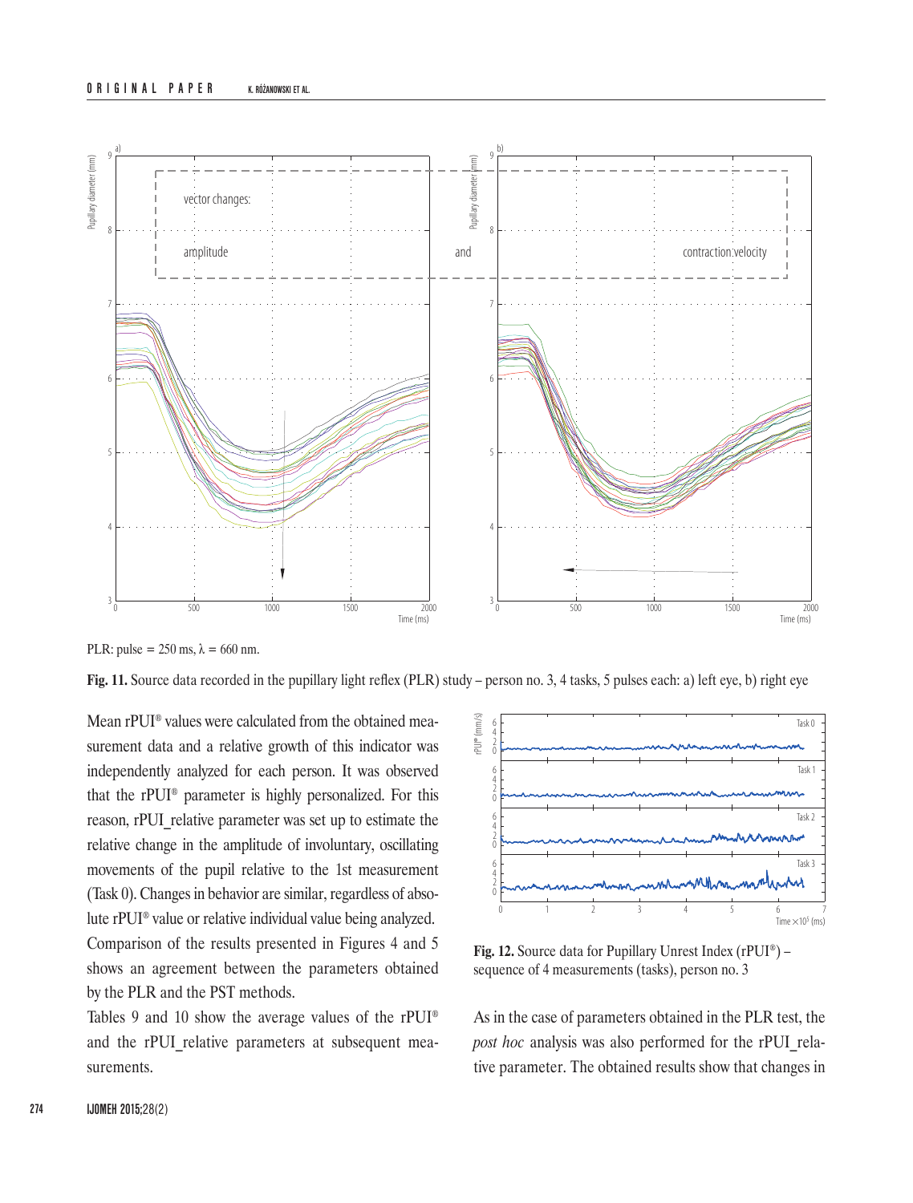PLR: pulse = 250 ms, λ = 660 nm.

**Fig. 11.** Source data recorded in the pupillary light reflex (PLR) study – person no. 3, 4 tasks, 5 pulses each: a) left eye, b) right eye

Mean rPUI® values were calculated from the obtained measurement data and a relative growth of this indicator was independently analyzed for each person. It was observed that the rPUI® parameter is highly personalized. For this reason, rPUI_relative parameter was set up to estimate the relative change in the amplitude of involuntary, oscillating movements of the pupil relative to the 1st measurement (Task 0). Changes in behavior are similar, regardless of absolute rPUI® value or relative individual value being analyzed. Comparison of the results presented in Figures 4 and 5 shows an agreement between the parameters obtained by the PLR and the PST methods.

Tables 9 and 10 show the average values of the rPUI® and the rPUI_relative parameters at subsequent measurements.

**Fig. 12.** Source data for Pupillary Unrest Index (rPUI®) – sequence of 4 measurements (tasks), person no. 3

As in the case of parameters obtained in the PLR test, the *post hoc* analysis was also performed for the rPUI_relative parameter. The obtained results show that changes in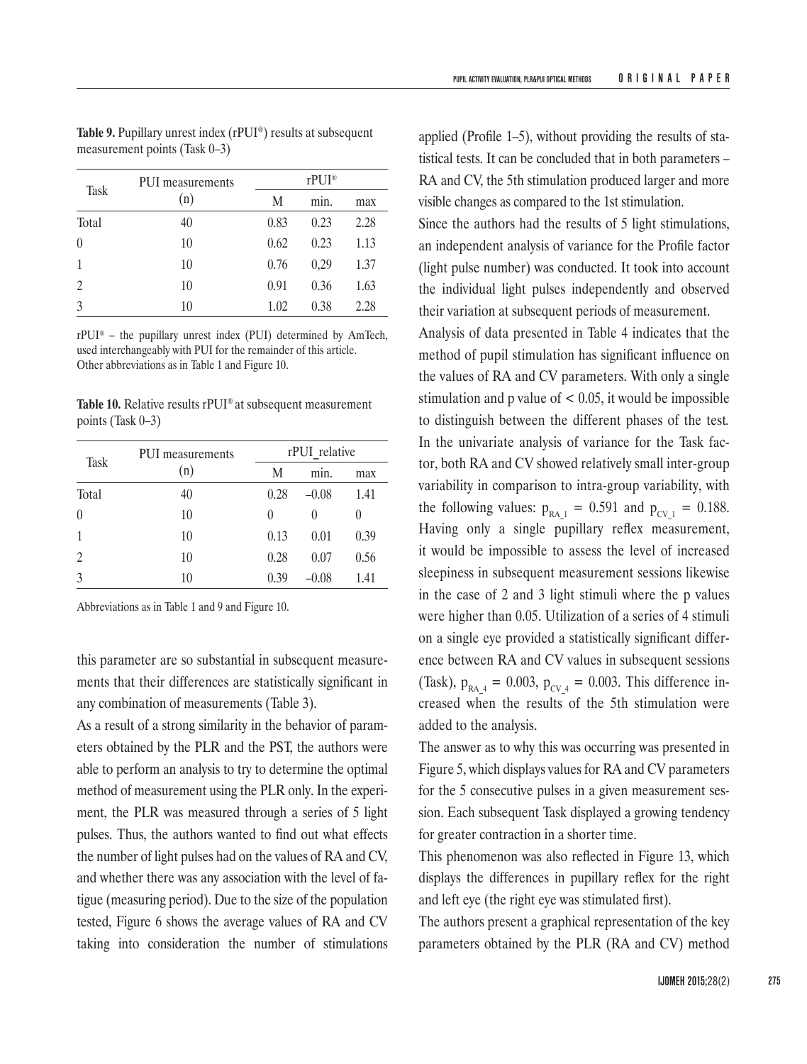**Table 9.** Pupillary unrest index (rPUI®) results at subsequent measurement points (Task 0–3)

| Task | PUI measurements (n) | rPUI® | | |
|---|---|---|---|---|
| | | M | min. | max |
| Total | 40 | 0.83 | 0.23 | 2.28 |
| 0 | 10 | 0.62 | 0.23 | 1.13 |
| 1 | 10 | 0.76 | 0,29 | 1.37 |
| 2 | 10 | 0.91 | 0.36 | 1.63 |
| 3 | 10 | 1.02 | 0.38 | 2.28 |

rPUI® – the pupillary unrest index (PUI) determined by AmTech, used interchangeably with PUI for the remainder of this article.
Other abbreviations as in Table 1 and Figure 10.

**Table 10.** Relative results rPUI® at subsequent measurement points (Task 0–3)

| Task | PUI measurements (n) | rPUI_relative | | |
|---|---|---|---|---|
| | | M | min. | max |
| Total | 40 | 0.28 | −0.08 | 1.41 |
| 0 | 10 | 0 | 0 | 0 |
| 1 | 10 | 0.13 | 0.01 | 0.39 |
| 2 | 10 | 0.28 | 0.07 | 0.56 |
| 3 | 10 | 0.39 | −0.08 | 1.41 |

Abbreviations as in Table 1 and 9 and Figure 10.

this parameter are so substantial in subsequent measurements that their differences are statistically significant in any combination of measurements (Table 3).

As a result of a strong similarity in the behavior of parameters obtained by the PLR and the PST, the authors were able to perform an analysis to try to determine the optimal method of measurement using the PLR only. In the experiment, the PLR was measured through a series of 5 light pulses. Thus, the authors wanted to find out what effects the number of light pulses had on the values of RA and CV, and whether there was any association with the level of fatigue (measuring period). Due to the size of the population tested, Figure 6 shows the average values of RA and CV taking into consideration the number of stimulations applied (Profile 1–5), without providing the results of statistical tests. It can be concluded that in both parameters – RA and CV, the 5th stimulation produced larger and more visible changes as compared to the 1st stimulation.

Since the authors had the results of 5 light stimulations, an independent analysis of variance for the Profile factor (light pulse number) was conducted. It took into account the individual light pulses independently and observed their variation at subsequent periods of measurement.

Analysis of data presented in Table 4 indicates that the method of pupil stimulation has significant influence on the values of RA and CV parameters. With only a single stimulation and p value of $< 0.05$, it would be impossible to distinguish between the different phases of the test. In the univariate analysis of variance for the Task factor, both RA and CV showed relatively small inter-group variability in comparison to intra-group variability, with the following values: $p_{RA\_1} = 0.591$ and $p_{CV\_1} = 0.188$. Having only a single pupillary reflex measurement, it would be impossible to assess the level of increased sleepiness in subsequent measurement sessions likewise in the case of 2 and 3 light stimuli where the p values were higher than 0.05. Utilization of a series of 4 stimuli on a single eye provided a statistically significant difference between RA and CV values in subsequent sessions (Task), $p_{RA\_4} = 0.003$, $p_{CV\_4} = 0.003$. This difference increased when the results of the 5th stimulation were added to the analysis.

The answer as to why this was occurring was presented in Figure 5, which displays values for RA and CV parameters for the 5 consecutive pulses in a given measurement session. Each subsequent Task displayed a growing tendency for greater contraction in a shorter time.

This phenomenon was also reflected in Figure 13, which displays the differences in pupillary reflex for the right and left eye (the right eye was stimulated first).

The authors present a graphical representation of the key parameters obtained by the PLR (RA and CV) method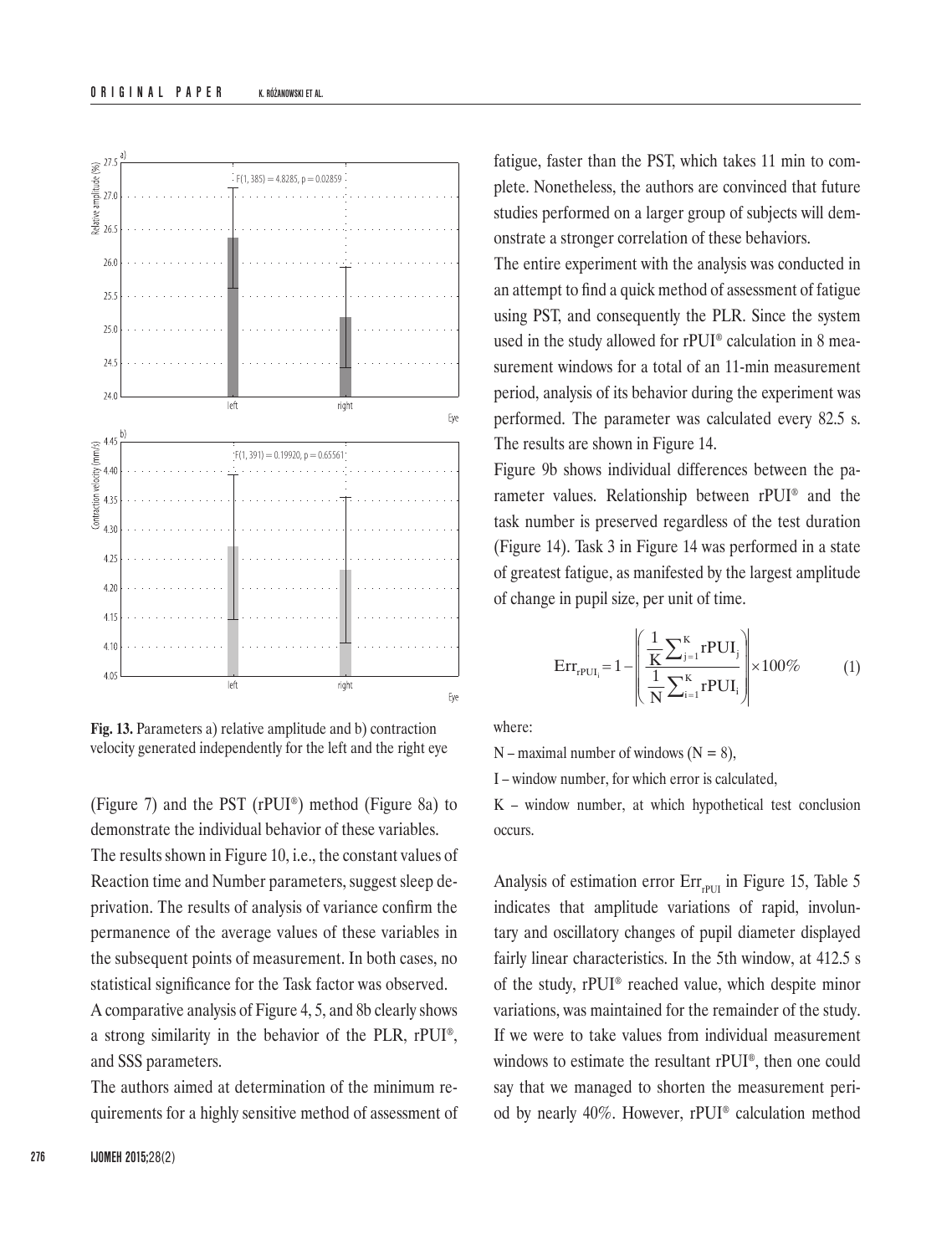**Fig. 13.** Parameters a) relative amplitude and b) contraction velocity generated independently for the left and the right eye

(Figure 7) and the PST (rPUI®) method (Figure 8a) to demonstrate the individual behavior of these variables.

The results shown in Figure 10, i.e., the constant values of Reaction time and Number parameters, suggest sleep deprivation. The results of analysis of variance confirm the permanence of the average values of these variables in the subsequent points of measurement. In both cases, no statistical significance for the Task factor was observed.

A comparative analysis of Figure 4, 5, and 8b clearly shows a strong similarity in the behavior of the PLR, rPUI®, and SSS parameters.

The authors aimed at determination of the minimum requirements for a highly sensitive method of assessment of fatigue, faster than the PST, which takes 11 min to complete. Nonetheless, the authors are convinced that future studies performed on a larger group of subjects will demonstrate a stronger correlation of these behaviors.

The entire experiment with the analysis was conducted in an attempt to find a quick method of assessment of fatigue using PST, and consequently the PLR. Since the system used in the study allowed for rPUI® calculation in 8 measurement windows for a total of an 11-min measurement period, analysis of its behavior during the experiment was performed. The parameter was calculated every 82.5 s. The results are shown in Figure 14.

Figure 9b shows individual differences between the parameter values. Relationship between rPUI® and the task number is preserved regardless of the test duration (Figure 14). Task 3 in Figure 14 was performed in a state of greatest fatigue, as manifested by the largest amplitude of change in pupil size, per unit of time.

$$Err_{rPUI_i} = 1 - \left| \left( \frac{\frac{1}{K}\sum_{j=1}^{K} rPUI_j}{\frac{1}{N}\sum_{i=1}^{K} rPUI_i} \right) \right| \times 100\% \qquad (1)$$

where:

N – maximal number of windows (N = 8),

I – window number, for which error is calculated,

K – window number, at which hypothetical test conclusion occurs.

Analysis of estimation error $Err_{rPUI}$ in Figure 15, Table 5 indicates that amplitude variations of rapid, involuntary and oscillatory changes of pupil diameter displayed fairly linear characteristics. In the 5th window, at 412.5 s of the study, rPUI® reached value, which despite minor variations, was maintained for the remainder of the study. If we were to take values from individual measurement windows to estimate the resultant rPUI®, then one could say that we managed to shorten the measurement period by nearly 40%. However, rPUI® calculation method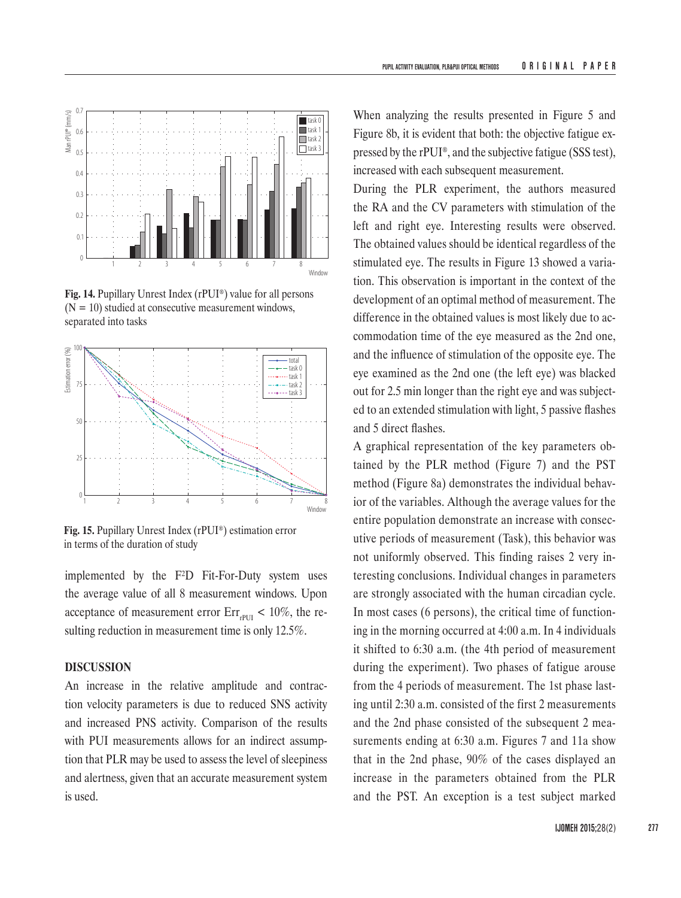Fig. 14. Pupillary Unrest Index (rPUI®) value for all persons (N = 10) studied at consecutive measurement windows, separated into tasks

Fig. 15. Pupillary Unrest Index (rPUI®) estimation error in terms of the duration of study

implemented by the F[2]D Fit-For-Duty system uses the average value of all 8 measurement windows. Upon acceptance of measurement error $Err_{rPUI} < 10\%$, the resulting reduction in measurement time is only 12.5%.

## DISCUSSION

An increase in the relative amplitude and contraction velocity parameters is due to reduced SNS activity and increased PNS activity. Comparison of the results with PUI measurements allows for an indirect assumption that PLR may be used to assess the level of sleepiness and alertness, given that an accurate measurement system is used.

When analyzing the results presented in Figure 5 and Figure 8b, it is evident that both: the objective fatigue expressed by the rPUI®, and the subjective fatigue (SSS test), increased with each subsequent measurement.

During the PLR experiment, the authors measured the RA and the CV parameters with stimulation of the left and right eye. Interesting results were observed. The obtained values should be identical regardless of the stimulated eye. The results in Figure 13 showed a variation. This observation is important in the context of the development of an optimal method of measurement. The difference in the obtained values is most likely due to accommodation time of the eye measured as the 2nd one, and the influence of stimulation of the opposite eye. The eye examined as the 2nd one (the left eye) was blacked out for 2.5 min longer than the right eye and was subjected to an extended stimulation with light, 5 passive flashes and 5 direct flashes.

A graphical representation of the key parameters obtained by the PLR method (Figure 7) and the PST method (Figure 8a) demonstrates the individual behavior of the variables. Although the average values for the entire population demonstrate an increase with consecutive periods of measurement (Task), this behavior was not uniformly observed. This finding raises 2 very interesting conclusions. Individual changes in parameters are strongly associated with the human circadian cycle. In most cases (6 persons), the critical time of functioning in the morning occurred at 4:00 a.m. In 4 individuals it shifted to 6:30 a.m. (the 4th period of measurement during the experiment). Two phases of fatigue arouse from the 4 periods of measurement. The 1st phase lasting until 2:30 a.m. consisted of the first 2 measurements and the 2nd phase consisted of the subsequent 2 measurements ending at 6:30 a.m. Figures 7 and 11a show that in the 2nd phase, 90% of the cases displayed an increase in the parameters obtained from the PLR and the PST. An exception is a test subject marked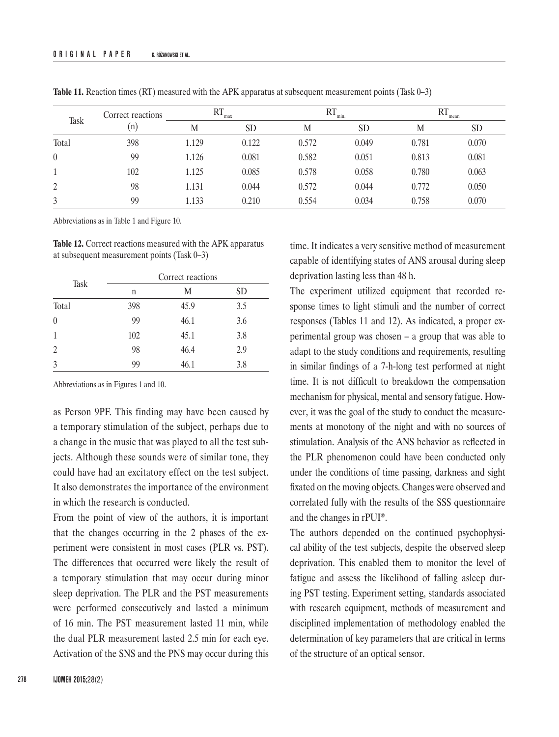**Table 11.** Reaction times (RT) measured with the APK apparatus at subsequent measurement points (Task 0–3)

| Task | Correct reactions (n) | $RT_{max}$ | | $RT_{min.}$ | | $RT_{mean}$ | |
|---|---|---|---|---|---|---|---|
| | | M | SD | M | SD | M | SD |
| Total | 398 | 1.129 | 0.122 | 0.572 | 0.049 | 0.781 | 0.070 |
| 0 | 99 | 1.126 | 0.081 | 0.582 | 0.051 | 0.813 | 0.081 |
| 1 | 102 | 1.125 | 0.085 | 0.578 | 0.058 | 0.780 | 0.063 |
| 2 | 98 | 1.131 | 0.044 | 0.572 | 0.044 | 0.772 | 0.050 |
| 3 | 99 | 1.133 | 0.210 | 0.554 | 0.034 | 0.758 | 0.070 |

Abbreviations as in Table 1 and Figure 10.

**Table 12.** Correct reactions measured with the APK apparatus at subsequent measurement points (Task 0–3)

| Task | Correct reactions | | |
|---|---|---|---|
| | n | M | SD |
| Total | 398 | 45.9 | 3.5 |
| 0 | 99 | 46.1 | 3.6 |
| 1 | 102 | 45.1 | 3.8 |
| 2 | 98 | 46.4 | 2.9 |
| 3 | 99 | 46.1 | 3.8 |

Abbreviations as in Figures 1 and 10.

as Person 9PF. This finding may have been caused by a temporary stimulation of the subject, perhaps due to a change in the music that was played to all the test subjects. Although these sounds were of similar tone, they could have had an excitatory effect on the test subject. It also demonstrates the importance of the environment in which the research is conducted.

From the point of view of the authors, it is important that the changes occurring in the 2 phases of the experiment were consistent in most cases (PLR vs. PST). The differences that occurred were likely the result of a temporary stimulation that may occur during minor sleep deprivation. The PLR and the PST measurements were performed consecutively and lasted a minimum of 16 min. The PST measurement lasted 11 min, while the dual PLR measurement lasted 2.5 min for each eye. Activation of the SNS and the PNS may occur during this time. It indicates a very sensitive method of measurement capable of identifying states of ANS arousal during sleep deprivation lasting less than 48 h.

The experiment utilized equipment that recorded response times to light stimuli and the number of correct responses (Tables 11 and 12). As indicated, a proper experimental group was chosen – a group that was able to adapt to the study conditions and requirements, resulting in similar findings of a 7-h-long test performed at night time. It is not difficult to breakdown the compensation mechanism for physical, mental and sensory fatigue. However, it was the goal of the study to conduct the measurements at monotony of the night and with no sources of stimulation. Analysis of the ANS behavior as reflected in the PLR phenomenon could have been conducted only under the conditions of time passing, darkness and sight fixated on the moving objects. Changes were observed and correlated fully with the results of the SSS questionnaire and the changes in rPUI®.

The authors depended on the continued psychophysical ability of the test subjects, despite the observed sleep deprivation. This enabled them to monitor the level of fatigue and assess the likelihood of falling asleep during PST testing. Experiment setting, standards associated with research equipment, methods of measurement and disciplined implementation of methodology enabled the determination of key parameters that are critical in terms of the structure of an optical sensor.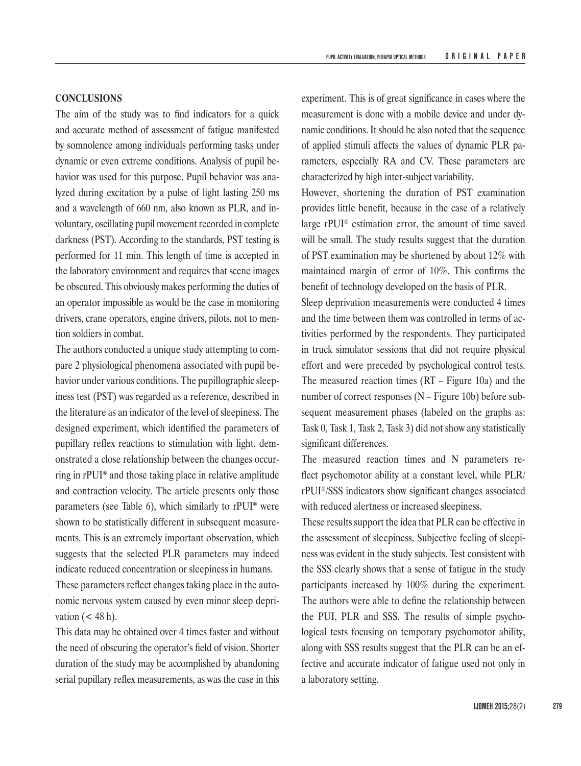## CONCLUSIONS

The aim of the study was to find indicators for a quick and accurate method of assessment of fatigue manifested by somnolence among individuals performing tasks under dynamic or even extreme conditions. Analysis of pupil behavior was used for this purpose. Pupil behavior was analyzed during excitation by a pulse of light lasting 250 ms and a wavelength of 660 nm, also known as PLR, and involuntary, oscillating pupil movement recorded in complete darkness (PST). According to the standards, PST testing is performed for 11 min. This length of time is accepted in the laboratory environment and requires that scene images be obscured. This obviously makes performing the duties of an operator impossible as would be the case in monitoring drivers, crane operators, engine drivers, pilots, not to mention soldiers in combat.

The authors conducted a unique study attempting to compare 2 physiological phenomena associated with pupil behavior under various conditions. The pupillographic sleepiness test (PST) was regarded as a reference, described in the literature as an indicator of the level of sleepiness. The designed experiment, which identified the parameters of pupillary reflex reactions to stimulation with light, demonstrated a close relationship between the changes occurring in rPUI® and those taking place in relative amplitude and contraction velocity. The article presents only those parameters (see Table 6), which similarly to rPUI® were shown to be statistically different in subsequent measurements. This is an extremely important observation, which suggests that the selected PLR parameters may indeed indicate reduced concentration or sleepiness in humans.

These parameters reflect changes taking place in the autonomic nervous system caused by even minor sleep deprivation (< 48 h).

This data may be obtained over 4 times faster and without the need of obscuring the operator's field of vision. Shorter duration of the study may be accomplished by abandoning serial pupillary reflex measurements, as was the case in this experiment. This is of great significance in cases where the measurement is done with a mobile device and under dynamic conditions. It should be also noted that the sequence of applied stimuli affects the values of dynamic PLR parameters, especially RA and CV. These parameters are characterized by high inter-subject variability.

However, shortening the duration of PST examination provides little benefit, because in the case of a relatively large rPUI® estimation error, the amount of time saved will be small. The study results suggest that the duration of PST examination may be shortened by about 12% with maintained margin of error of 10%. This confirms the benefit of technology developed on the basis of PLR.

Sleep deprivation measurements were conducted 4 times and the time between them was controlled in terms of activities performed by the respondents. They participated in truck simulator sessions that did not require physical effort and were preceded by psychological control tests. The measured reaction times (RT – Figure 10a) and the number of correct responses (N – Figure 10b) before subsequent measurement phases (labeled on the graphs as: Task 0, Task 1, Task 2, Task 3) did not show any statistically significant differences.

The measured reaction times and N parameters reflect psychomotor ability at a constant level, while PLR/rPUI®/SSS indicators show significant changes associated with reduced alertness or increased sleepiness.

These results support the idea that PLR can be effective in the assessment of sleepiness. Subjective feeling of sleepiness was evident in the study subjects. Test consistent with the SSS clearly shows that a sense of fatigue in the study participants increased by 100% during the experiment. The authors were able to define the relationship between the PUI, PLR and SSS. The results of simple psychological tests focusing on temporary psychomotor ability, along with SSS results suggest that the PLR can be an effective and accurate indicator of fatigue used not only in a laboratory setting.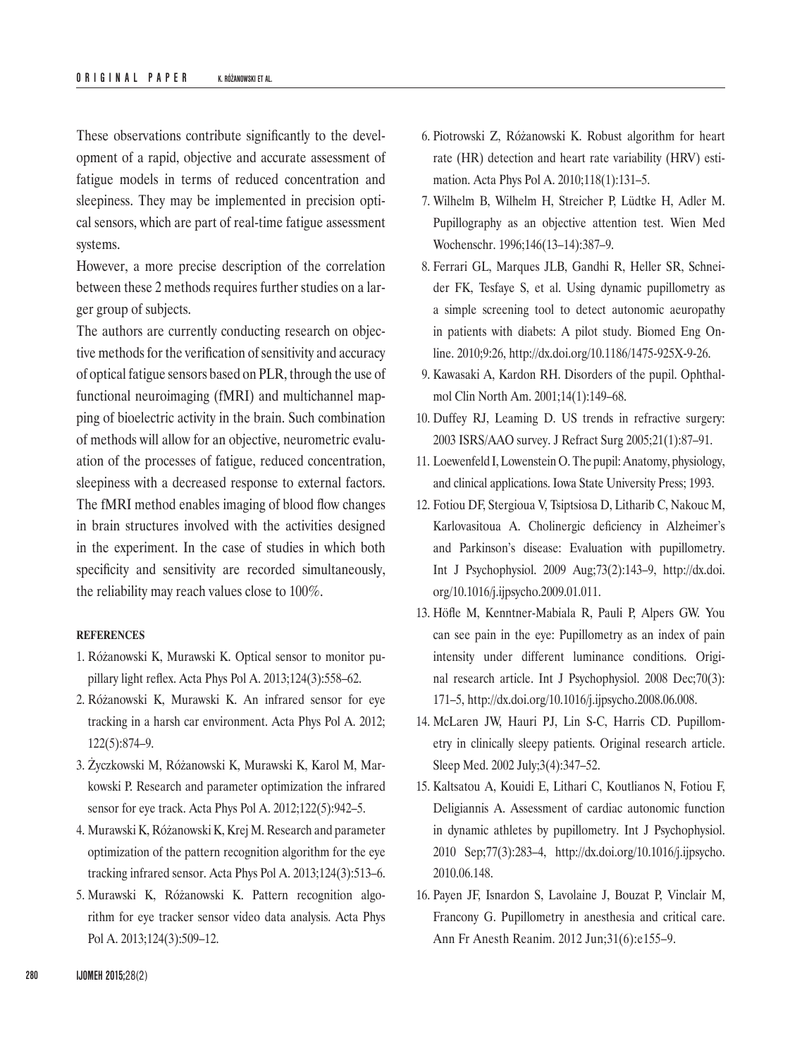These observations contribute significantly to the development of a rapid, objective and accurate assessment of fatigue models in terms of reduced concentration and sleepiness. They may be implemented in precision optical sensors, which are part of real-time fatigue assessment systems.

However, a more precise description of the correlation between these 2 methods requires further studies on a larger group of subjects.

The authors are currently conducting research on objective methods for the verification of sensitivity and accuracy of optical fatigue sensors based on PLR, through the use of functional neuroimaging (fMRI) and multichannel mapping of bioelectric activity in the brain. Such combination of methods will allow for an objective, neurometric evaluation of the processes of fatigue, reduced concentration, sleepiness with a decreased response to external factors. The fMRI method enables imaging of blood flow changes in brain structures involved with the activities designed in the experiment. In the case of studies in which both specificity and sensitivity are recorded simultaneously, the reliability may reach values close to 100%.

## REFERENCES

1. Różanowski K, Murawski K. Optical sensor to monitor pupillary light reflex. Acta Phys Pol A. 2013;124(3):558–62.
2. Różanowski K, Murawski K. An infrared sensor for eye tracking in a harsh car environment. Acta Phys Pol A. 2012; 122(5):874–9.
3. Życzkowski M, Różanowski K, Murawski K, Karol M, Markowski P. Research and parameter optimization the infrared sensor for eye track. Acta Phys Pol A. 2012;122(5):942–5.
4. Murawski K, Różanowski K, Krej M. Research and parameter optimization of the pattern recognition algorithm for the eye tracking infrared sensor. Acta Phys Pol A. 2013;124(3):513–6.
5. Murawski K, Różanowski K. Pattern recognition algorithm for eye tracker sensor video data analysis. Acta Phys Pol A. 2013;124(3):509–12.
6. Piotrowski Z, Różanowski K. Robust algorithm for heart rate (HR) detection and heart rate variability (HRV) estimation. Acta Phys Pol A. 2010;118(1):131–5.
7. Wilhelm B, Wilhelm H, Streicher P, Lüdtke H, Adler M. Pupillography as an objective attention test. Wien Med Wochenschr. 1996;146(13–14):387–9.
8. Ferrari GL, Marques JLB, Gandhi R, Heller SR, Schneider FK, Tesfaye S, et al. Using dynamic pupillometry as a simple screening tool to detect autonomic aeuropathy in patients with diabets: A pilot study. Biomed Eng Online. 2010;9:26, http://dx.doi.org/10.1186/1475-925X-9-26.
9. Kawasaki A, Kardon RH. Disorders of the pupil. Ophthalmol Clin North Am. 2001;14(1):149–68.
10. Duffey RJ, Leaming D. US trends in refractive surgery: 2003 ISRS/AAO survey. J Refract Surg 2005;21(1):87–91.
11. Loewenfeld I, Lowenstein O. The pupil: Anatomy, physiology, and clinical applications. Iowa State University Press; 1993.
12. Fotiou DF, Stergioua V, Tsiptsiosa D, Litharib C, Nakouc M, Karlovasitoua A. Cholinergic deficiency in Alzheimer's and Parkinson's disease: Evaluation with pupillometry. Int J Psychophysiol. 2009 Aug;73(2):143–9, http://dx.doi.org/10.1016/j.ijpsycho.2009.01.011.
13. Höfle M, Kenntner-Mabiala R, Pauli P, Alpers GW. You can see pain in the eye: Pupillometry as an index of pain intensity under different luminance conditions. Original research article. Int J Psychophysiol. 2008 Dec;70(3): 171–5, http://dx.doi.org/10.1016/j.ijpsycho.2008.06.008.
14. McLaren JW, Hauri PJ, Lin S-C, Harris CD. Pupillometry in clinically sleepy patients. Original research article. Sleep Med. 2002 July;3(4):347–52.
15. Kaltsatou A, Kouidi E, Lithari C, Koutlianos N, Fotiou F, Deligiannis A. Assessment of cardiac autonomic function in dynamic athletes by pupillometry. Int J Psychophysiol. 2010 Sep;77(3):283–4, http://dx.doi.org/10.1016/j.ijpsycho.2010.06.148.
16. Payen JF, Isnardon S, Lavolaine J, Bouzat P, Vinclair M, Francony G. Pupillometry in anesthesia and critical care. Ann Fr Anesth Reanim. 2012 Jun;31(6):e155–9.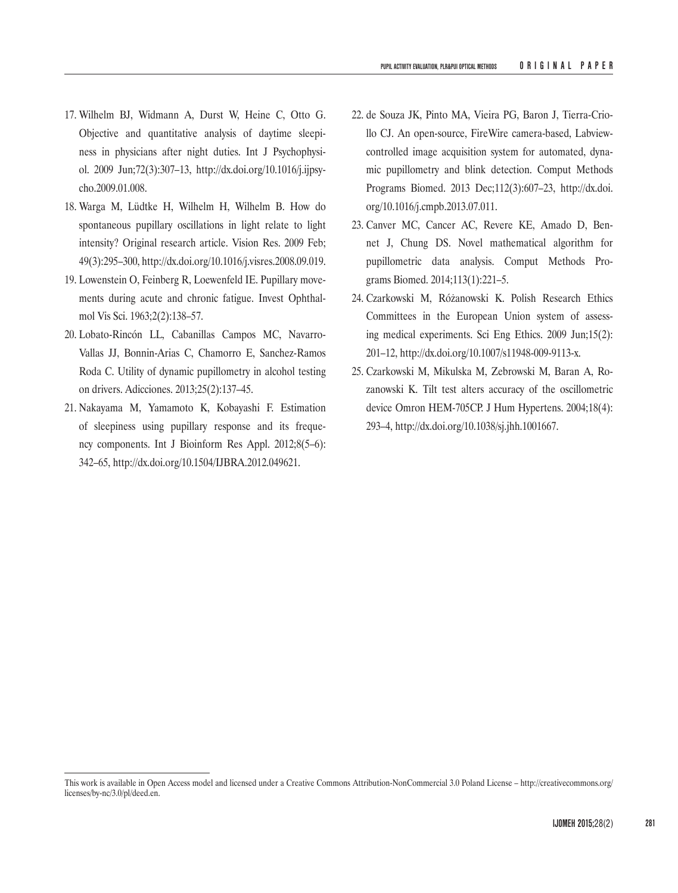17. Wilhelm BJ, Widmann A, Durst W, Heine C, Otto G. Objective and quantitative analysis of daytime sleepiness in physicians after night duties. Int J Psychophysiol. 2009 Jun;72(3):307–13, http://dx.doi.org/10.1016/j.ijpsycho.2009.01.008.
18. Warga M, Lüdtke H, Wilhelm H, Wilhelm B. How do spontaneous pupillary oscillations in light relate to light intensity? Original research article. Vision Res. 2009 Feb; 49(3):295–300, http://dx.doi.org/10.1016/j.visres.2008.09.019.
19. Lowenstein O, Feinberg R, Loewenfeld IE. Pupillary movements during acute and chronic fatigue. Invest Ophthalmol Vis Sci. 1963;2(2):138–57.
20. Lobato-Rincón LL, Cabanillas Campos MC, Navarro-Vallas JJ, Bonnin-Arias C, Chamorro E, Sanchez-Ramos Roda C. Utility of dynamic pupillometry in alcohol testing on drivers. Adicciones. 2013;25(2):137–45.
21. Nakayama M, Yamamoto K, Kobayashi F. Estimation of sleepiness using pupillary response and its frequency components. Int J Bioinform Res Appl. 2012;8(5–6): 342–65, http://dx.doi.org/10.1504/IJBRA.2012.049621.
22. de Souza JK, Pinto MA, Vieira PG, Baron J, Tierra-Criollo CJ. An open-source, FireWire camera-based, Labview-controlled image acquisition system for automated, dynamic pupillometry and blink detection. Comput Methods Programs Biomed. 2013 Dec;112(3):607–23, http://dx.doi.org/10.1016/j.cmpb.2013.07.011.
23. Canver MC, Cancer AC, Revere KE, Amado D, Bennet J, Chung DS. Novel mathematical algorithm for pupillometric data analysis. Comput Methods Programs Biomed. 2014;113(1):221–5.
24. Czarkowski M, Różanowski K. Polish Research Ethics Committees in the European Union system of assessing medical experiments. Sci Eng Ethics. 2009 Jun;15(2): 201–12, http://dx.doi.org/10.1007/s11948-009-9113-x.
25. Czarkowski M, Mikulska M, Zebrowski M, Baran A, Rozanowski K. Tilt test alters accuracy of the oscillometric device Omron HEM-705CP. J Hum Hypertens. 2004;18(4): 293–4, http://dx.doi.org/10.1038/sj.jhh.1001667.

This work is available in Open Access model and licensed under a Creative Commons Attribution-NonCommercial 3.0 Poland License – http://creativecommons.org/licenses/by-nc/3.0/pl/deed.en.